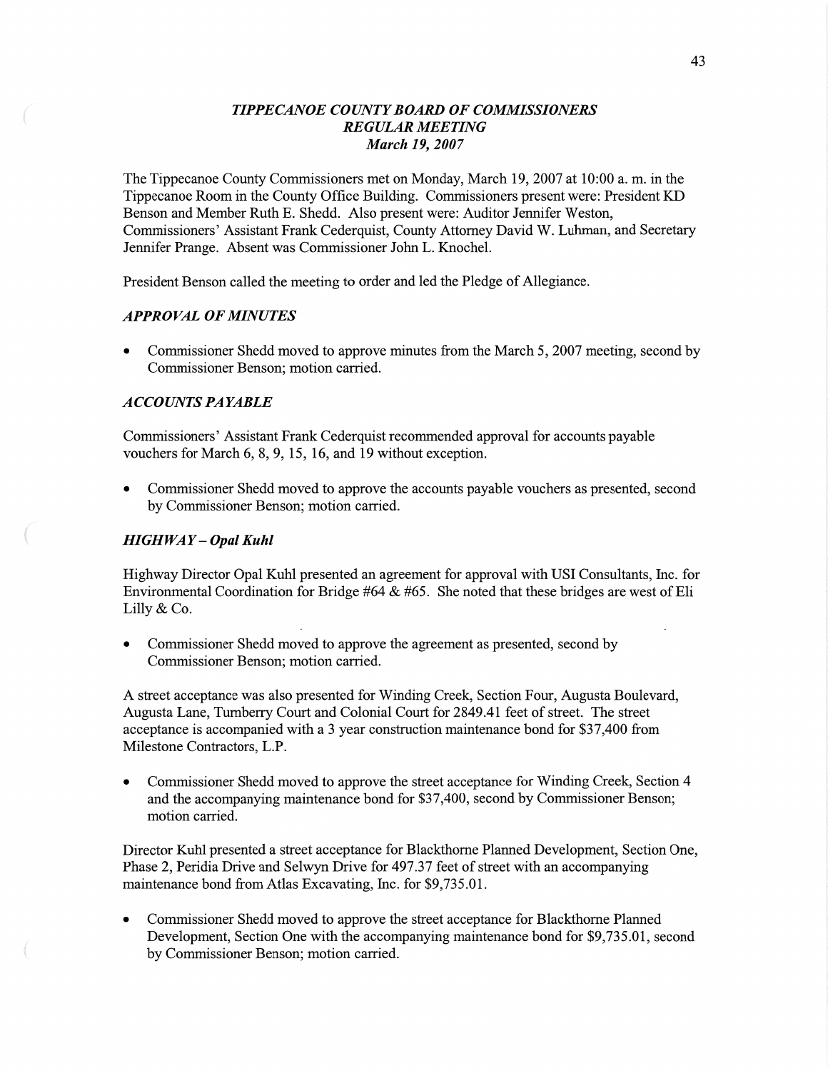## *TIPPECANOE COUNTY BOARD OF COMMISSIONERS*
## *REGULAR MEETING*
### *March 19, 2007*

The Tippecanoe County Commissioners met on Monday, March 19, 2007 at 10:00 a. m. in the Tippecanoe Room in the County Office Building. Commissioners present were: President KD Benson and Member Ruth E. Shedd. Also present were: Auditor Jennifer Weston, Commissioners' Assistant Frank Cederquist, County Attorney David W. Luhman, and Secretary Jennifer Prange. Absent was Commissioner John L. Knochel.

President Benson called the meeting to order and led the Pledge of Allegiance.

### *APPROVAL OF MINUTES*

- Commissioner Shedd moved to approve minutes from the March 5, 2007 meeting, second by Commissioner Benson; motion carried.

### *ACCOUNTS PAYABLE*

Commissioners' Assistant Frank Cederquist recommended approval for accounts payable vouchers for March 6, 8, 9, 15, 16, and 19 without exception.

- Commissioner Shedd moved to approve the accounts payable vouchers as presented, second by Commissioner Benson; motion carried.

### *HIGHWAY – Opal Kuhl*

Highway Director Opal Kuhl presented an agreement for approval with USI Consultants, Inc. for Environmental Coordination for Bridge #64 & #65. She noted that these bridges are west of Eli Lilly & Co.

- Commissioner Shedd moved to approve the agreement as presented, second by Commissioner Benson; motion carried.

A street acceptance was also presented for Winding Creek, Section Four, Augusta Boulevard, Augusta Lane, Turnberry Court and Colonial Court for 2849.41 feet of street. The street acceptance is accompanied with a 3 year construction maintenance bond for $37,400 from Milestone Contractors, L.P.

- Commissioner Shedd moved to approve the street acceptance for Winding Creek, Section 4 and the accompanying maintenance bond for $37,400, second by Commissioner Benson; motion carried.

Director Kuhl presented a street acceptance for Blackthorne Planned Development, Section One, Phase 2, Peridia Drive and Selwyn Drive for 497.37 feet of street with an accompanying maintenance bond from Atlas Excavating, Inc. for $9,735.01.

- Commissioner Shedd moved to approve the street acceptance for Blackthorne Planned Development, Section One with the accompanying maintenance bond for $9,735.01, second by Commissioner Benson; motion carried.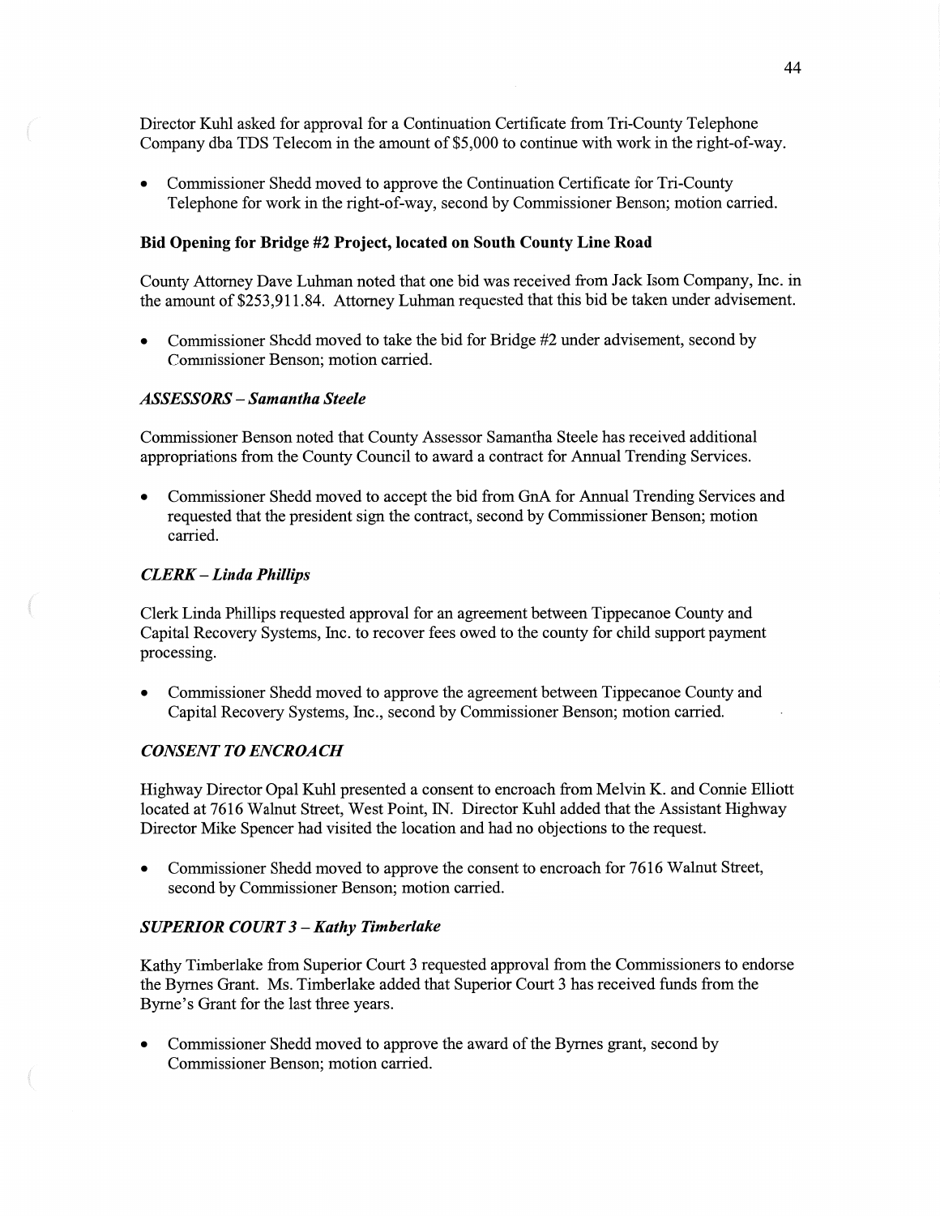Director Kuhl asked for approval for a Continuation Certificate from Tri-County Telephone Company dba TDS Telecom in the amount of $5,000 to continue with work in the right-of-way.

- Commissioner Shedd moved to approve the Continuation Certificate for Tri-County Telephone for work in the right-of-way, second by Commissioner Benson; motion carried.

**Bid Opening for Bridge #2 Project, located on South County Line Road**

County Attorney Dave Luhman noted that one bid was received from Jack Isom Company, Inc. in the amount of $253,911.84. Attorney Luhman requested that this bid be taken under advisement.

- Commissioner Shedd moved to take the bid for Bridge #2 under advisement, second by Commissioner Benson; motion carried.

***ASSESSORS – Samantha Steele***

Commissioner Benson noted that County Assessor Samantha Steele has received additional appropriations from the County Council to award a contract for Annual Trending Services.

- Commissioner Shedd moved to accept the bid from GnA for Annual Trending Services and requested that the president sign the contract, second by Commissioner Benson; motion carried.

***CLERK – Linda Phillips***

Clerk Linda Phillips requested approval for an agreement between Tippecanoe County and Capital Recovery Systems, Inc. to recover fees owed to the county for child support payment processing.

- Commissioner Shedd moved to approve the agreement between Tippecanoe County and Capital Recovery Systems, Inc., second by Commissioner Benson; motion carried.

***CONSENT TO ENCROACH***

Highway Director Opal Kuhl presented a consent to encroach from Melvin K. and Connie Elliott located at 7616 Walnut Street, West Point, IN. Director Kuhl added that the Assistant Highway Director Mike Spencer had visited the location and had no objections to the request.

- Commissioner Shedd moved to approve the consent to encroach for 7616 Walnut Street, second by Commissioner Benson; motion carried.

***SUPERIOR COURT 3 – Kathy Timberlake***

Kathy Timberlake from Superior Court 3 requested approval from the Commissioners to endorse the Byrnes Grant. Ms. Timberlake added that Superior Court 3 has received funds from the Byrne's Grant for the last three years.

- Commissioner Shedd moved to approve the award of the Byrnes grant, second by Commissioner Benson; motion carried.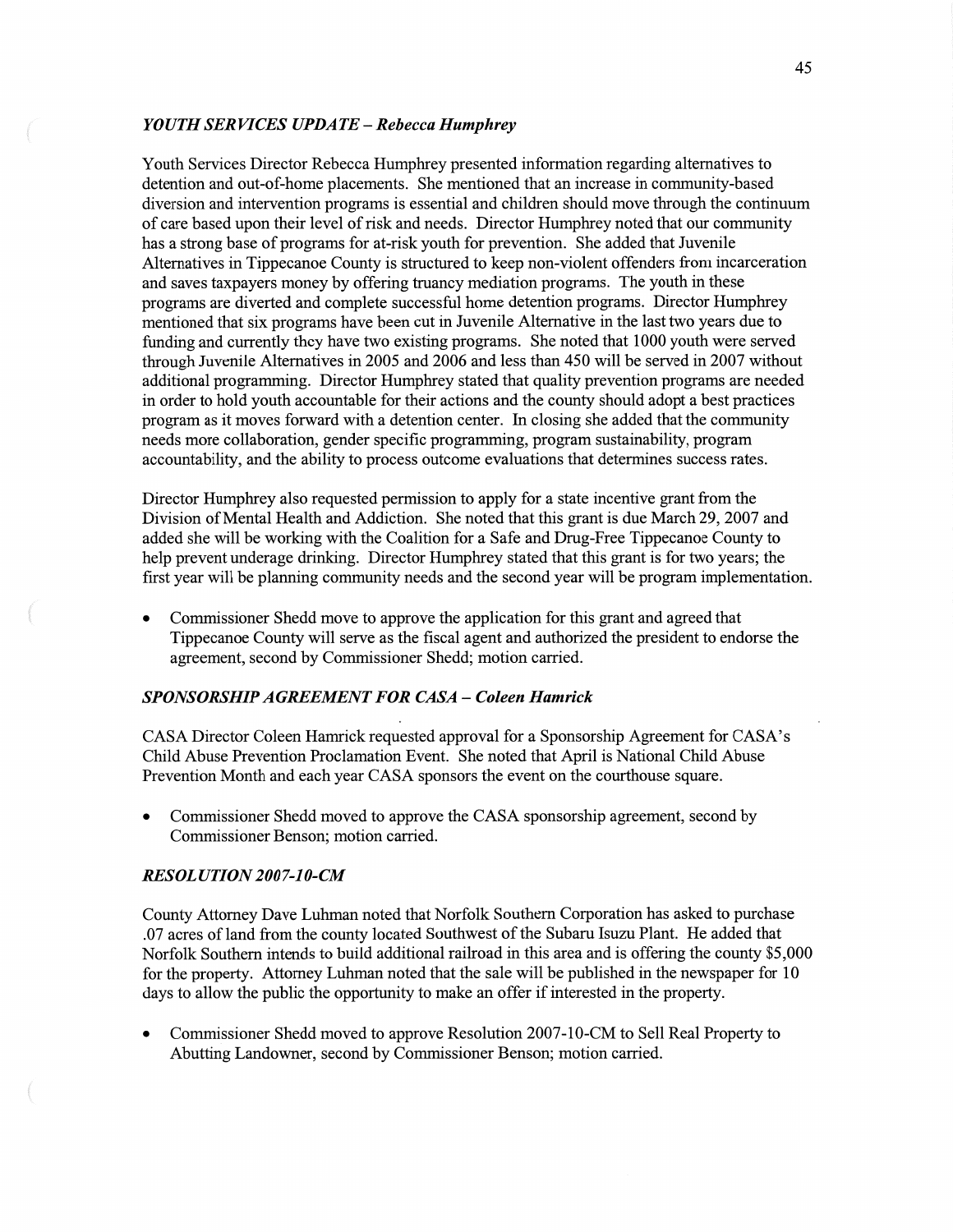### *YOUTH SERVICES UPDATE – Rebecca Humphrey*

Youth Services Director Rebecca Humphrey presented information regarding alternatives to detention and out-of-home placements. She mentioned that an increase in community-based diversion and intervention programs is essential and children should move through the continuum of care based upon their level of risk and needs. Director Humphrey noted that our community has a strong base of programs for at-risk youth for prevention. She added that Juvenile Alternatives in Tippecanoe County is structured to keep non-violent offenders from incarceration and saves taxpayers money by offering truancy mediation programs. The youth in these programs are diverted and complete successful home detention programs. Director Humphrey mentioned that six programs have been cut in Juvenile Alternative in the last two years due to funding and currently they have two existing programs. She noted that 1000 youth were served through Juvenile Alternatives in 2005 and 2006 and less than 450 will be served in 2007 without additional programming. Director Humphrey stated that quality prevention programs are needed in order to hold youth accountable for their actions and the county should adopt a best practices program as it moves forward with a detention center. In closing she added that the community needs more collaboration, gender specific programming, program sustainability, program accountability, and the ability to process outcome evaluations that determines success rates.

Director Humphrey also requested permission to apply for a state incentive grant from the Division of Mental Health and Addiction. She noted that this grant is due March 29, 2007 and added she will be working with the Coalition for a Safe and Drug-Free Tippecanoe County to help prevent underage drinking. Director Humphrey stated that this grant is for two years; the first year will be planning community needs and the second year will be program implementation.

- Commissioner Shedd move to approve the application for this grant and agreed that Tippecanoe County will serve as the fiscal agent and authorized the president to endorse the agreement, second by Commissioner Shedd; motion carried.

### *SPONSORSHIP AGREEMENT FOR CASA – Coleen Hamrick*

CASA Director Coleen Hamrick requested approval for a Sponsorship Agreement for CASA's Child Abuse Prevention Proclamation Event. She noted that April is National Child Abuse Prevention Month and each year CASA sponsors the event on the courthouse square.

- Commissioner Shedd moved to approve the CASA sponsorship agreement, second by Commissioner Benson; motion carried.

### *RESOLUTION 2007-10-CM*

County Attorney Dave Luhman noted that Norfolk Southern Corporation has asked to purchase .07 acres of land from the county located Southwest of the Subaru Isuzu Plant. He added that Norfolk Southern intends to build additional railroad in this area and is offering the county $5,000 for the property. Attorney Luhman noted that the sale will be published in the newspaper for 10 days to allow the public the opportunity to make an offer if interested in the property.

- Commissioner Shedd moved to approve Resolution 2007-10-CM to Sell Real Property to Abutting Landowner, second by Commissioner Benson; motion carried.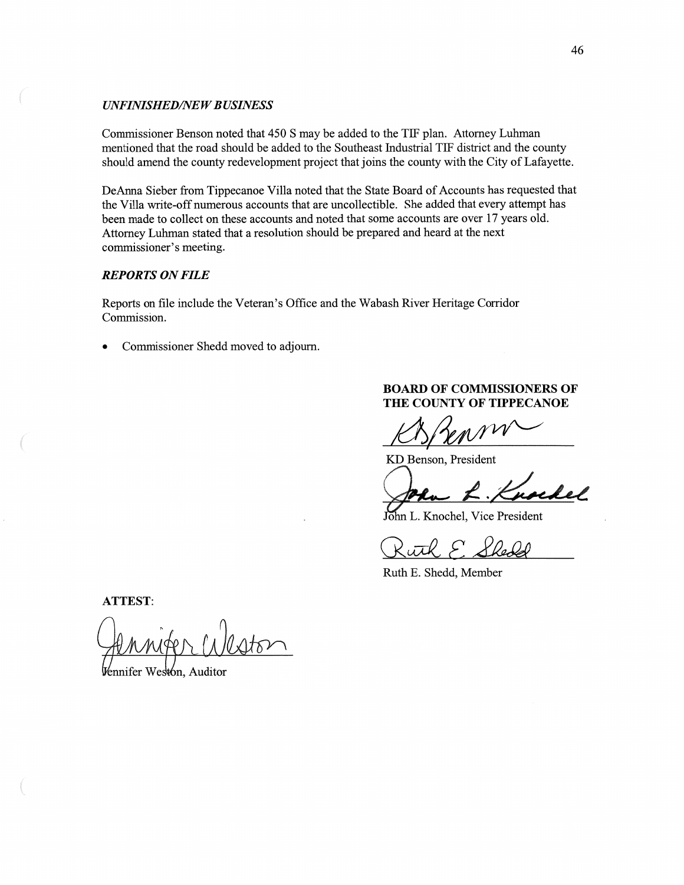### *UNFINISHED/NEW BUSINESS*

Commissioner Benson noted that 450 S may be added to the TIF plan. Attorney Luhman mentioned that the road should be added to the Southeast Industrial TIF district and the county should amend the county redevelopment project that joins the county with the City of Lafayette.

DeAnna Sieber from Tippecanoe Villa noted that the State Board of Accounts has requested that the Villa write-off numerous accounts that are uncollectible. She added that every attempt has been made to collect on these accounts and noted that some accounts are over 17 years old. Attorney Luhman stated that a resolution should be prepared and heard at the next commissioner's meeting.

### *REPORTS ON FILE*

Reports on file include the Veteran's Office and the Wabash River Heritage Corridor Commission.

- Commissioner Shedd moved to adjourn.

**BOARD OF COMMISSIONERS OF THE COUNTY OF TIPPECANOE**

KD Benson, President

John L. Knochel, Vice President

Ruth E. Shedd, Member

**ATTEST**:

Jennifer Weston, Auditor